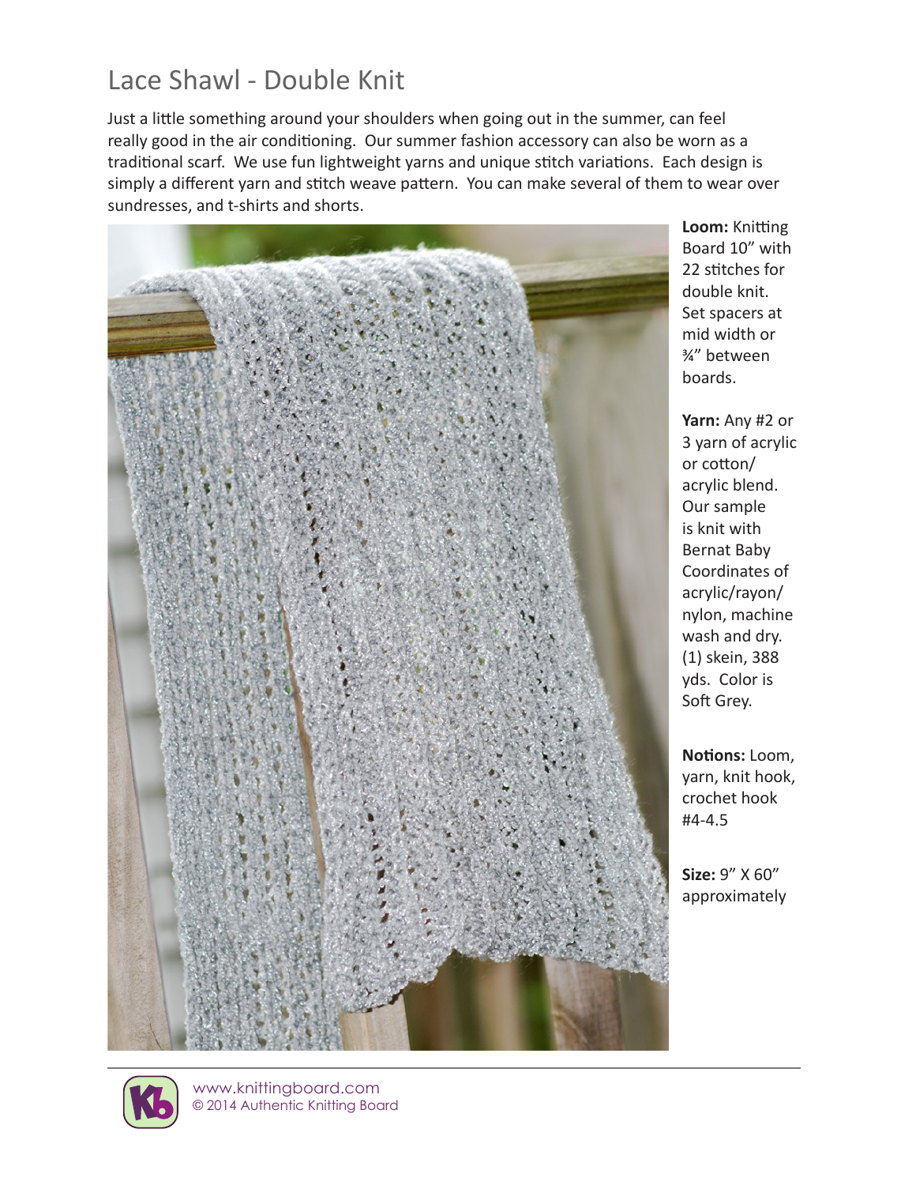# Lace Shawl - Double Knit

Just a little something around your shoulders when going out in the summer, can feel really good in the air conditioning. Our summer fashion accessory can also be worn as a traditional scarf. We use fun lightweight yarns and unique stitch variations. Each design is simply a different yarn and stitch weave pattern. You can make several of them to wear over sundresses, and t-shirts and shorts.

**Loom:** Knitting Board 10" with 22 stitches for double knit. Set spacers at mid width or ¾" between boards.

**Yarn:** Any #2 or 3 yarn of acrylic or cotton/acrylic blend. Our sample is knit with Bernat Baby Coordinates of acrylic/rayon/nylon, machine wash and dry. (1) skein, 388 yds. Color is Soft Grey.

**Notions:** Loom, yarn, knit hook, crochet hook #4-4.5

**Size:** 9" X 60" approximately

www.knittingboard.com
© 2014 Authentic Knitting Board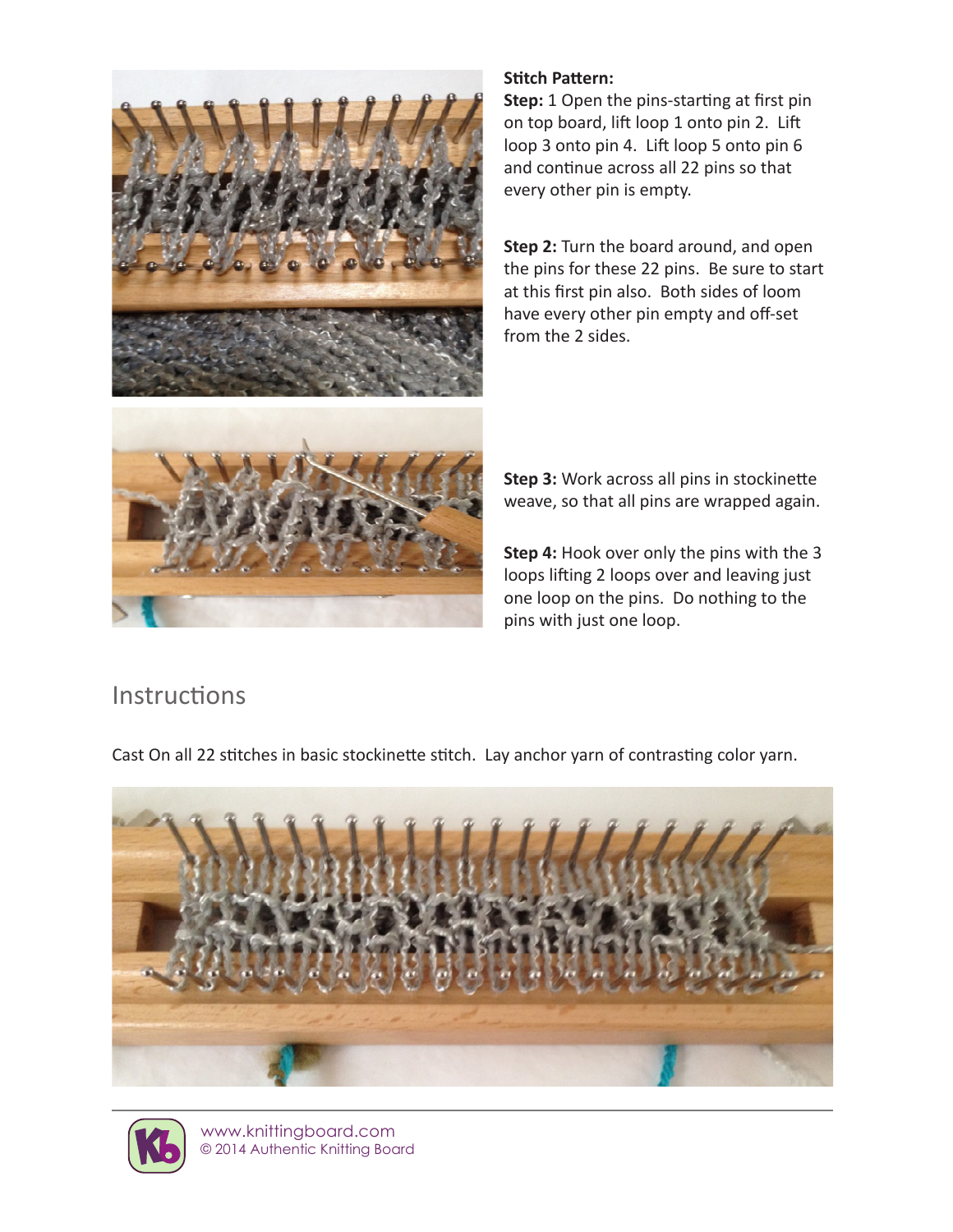**Stitch Pattern:**

**Step:** 1 Open the pins-starting at first pin on top board, lift loop 1 onto pin 2. Lift loop 3 onto pin 4. Lift loop 5 onto pin 6 and continue across all 22 pins so that every other pin is empty.

**Step 2:** Turn the board around, and open the pins for these 22 pins. Be sure to start at this first pin also. Both sides of loom have every other pin empty and off-set from the 2 sides.

**Step 3:** Work across all pins in stockinette weave, so that all pins are wrapped again.

**Step 4:** Hook over only the pins with the 3 loops lifting 2 loops over and leaving just one loop on the pins. Do nothing to the pins with just one loop.

## Instructions

Cast On all 22 stitches in basic stockinette stitch. Lay anchor yarn of contrasting color yarn.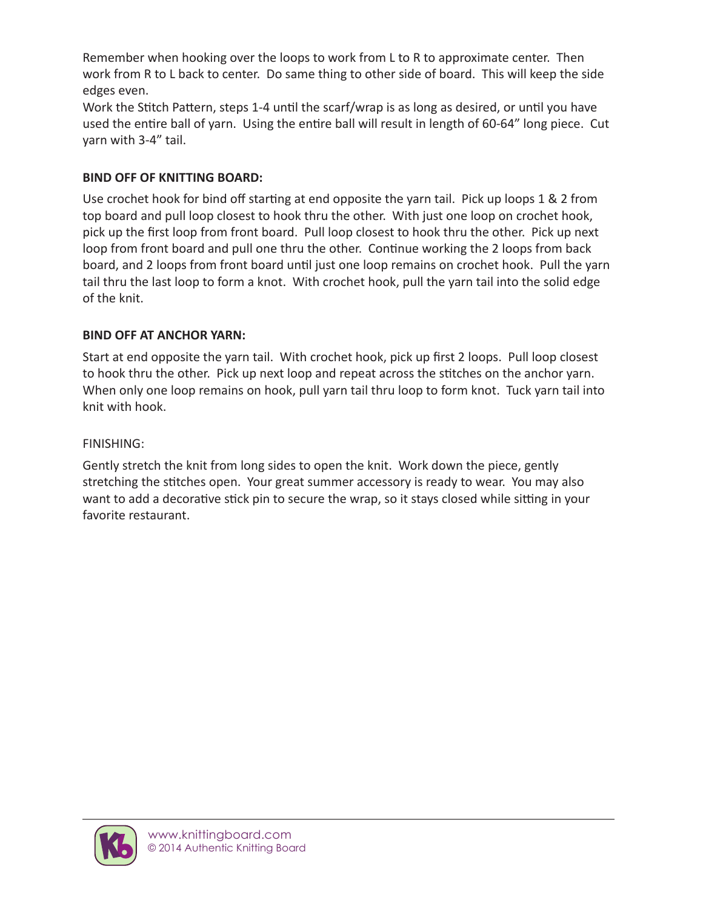Remember when hooking over the loops to work from L to R to approximate center. Then work from R to L back to center. Do same thing to other side of board. This will keep the side edges even.

Work the Stitch Pattern, steps 1-4 until the scarf/wrap is as long as desired, or until you have used the entire ball of yarn. Using the entire ball will result in length of 60-64" long piece. Cut yarn with 3-4" tail.

**BIND OFF OF KNITTING BOARD:**

Use crochet hook for bind off starting at end opposite the yarn tail. Pick up loops 1 & 2 from top board and pull loop closest to hook thru the other. With just one loop on crochet hook, pick up the first loop from front board. Pull loop closest to hook thru the other. Pick up next loop from front board and pull one thru the other. Continue working the 2 loops from back board, and 2 loops from front board until just one loop remains on crochet hook. Pull the yarn tail thru the last loop to form a knot. With crochet hook, pull the yarn tail into the solid edge of the knit.

**BIND OFF AT ANCHOR YARN:**

Start at end opposite the yarn tail. With crochet hook, pick up first 2 loops. Pull loop closest to hook thru the other. Pick up next loop and repeat across the stitches on the anchor yarn. When only one loop remains on hook, pull yarn tail thru loop to form knot. Tuck yarn tail into knit with hook.

FINISHING:

Gently stretch the knit from long sides to open the knit. Work down the piece, gently stretching the stitches open. Your great summer accessory is ready to wear. You may also want to add a decorative stick pin to secure the wrap, so it stays closed while sitting in your favorite restaurant.